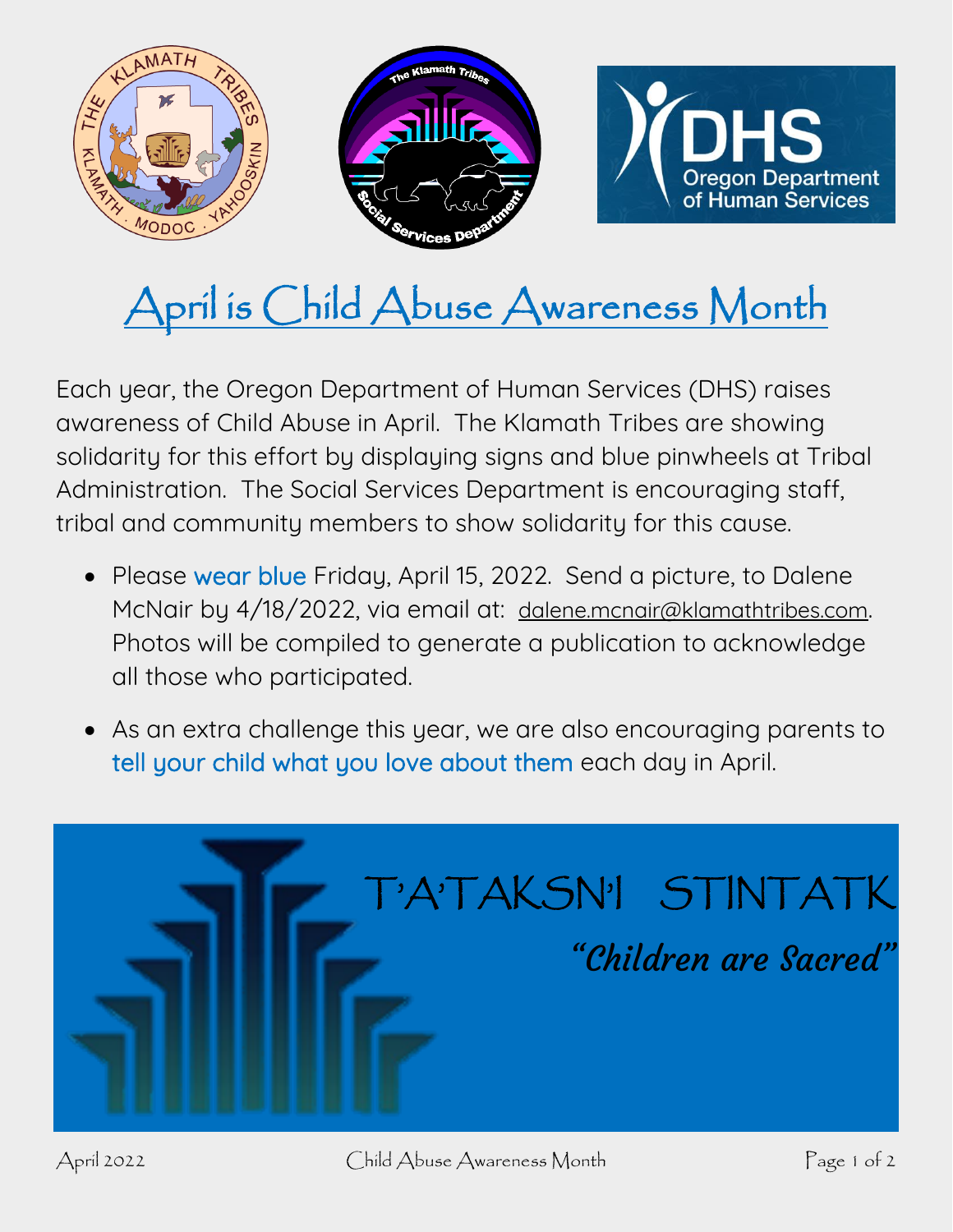# April is Child Abuse Awareness Month

Each year, the Oregon Department of Human Services (DHS) raises awareness of Child Abuse in April. The Klamath Tribes are showing solidarity for this effort by displaying signs and blue pinwheels at Tribal Administration. The Social Services Department is encouraging staff, tribal and community members to show solidarity for this cause.

- Please wear blue Friday, April 15, 2022. Send a picture, to Dalene McNair by 4/18/2022, via email at: dalene.mcnair@klamathtribes.com. Photos will be compiled to generate a publication to acknowledge all those who participated.
- As an extra challenge this year, we are also encouraging parents to tell your child what you love about them each day in April.

T'A'TAKSN'I STINTATK

*"Children are Sacred"*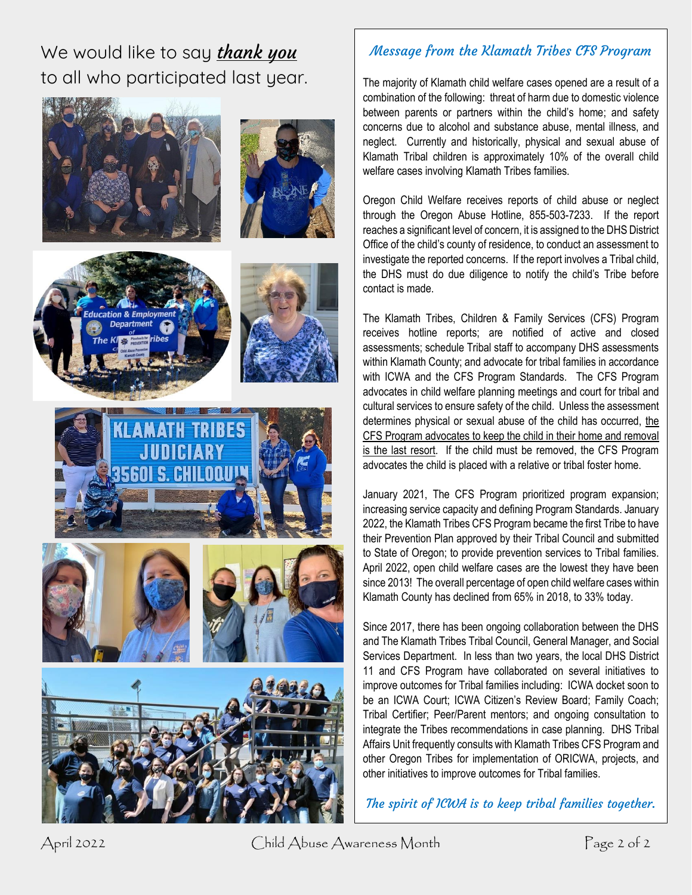We would like to say ***thank you*** to all who participated last year.

## *Message from the Klamath Tribes CFS Program*

The majority of Klamath child welfare cases opened are a result of a combination of the following: threat of harm due to domestic violence between parents or partners within the child's home; and safety concerns due to alcohol and substance abuse, mental illness, and neglect. Currently and historically, physical and sexual abuse of Klamath Tribal children is approximately 10% of the overall child welfare cases involving Klamath Tribes families.

Oregon Child Welfare receives reports of child abuse or neglect through the Oregon Abuse Hotline, 855-503-7233. If the report reaches a significant level of concern, it is assigned to the DHS District Office of the child's county of residence, to conduct an assessment to investigate the reported concerns. If the report involves a Tribal child, the DHS must do due diligence to notify the child's Tribe before contact is made.

The Klamath Tribes, Children & Family Services (CFS) Program receives hotline reports; are notified of active and closed assessments; schedule Tribal staff to accompany DHS assessments within Klamath County; and advocate for tribal families in accordance with ICWA and the CFS Program Standards. The CFS Program advocates in child welfare planning meetings and court for tribal and cultural services to ensure safety of the child. Unless the assessment determines physical or sexual abuse of the child has occurred, <u>the CFS Program advocates to keep the child in their home and removal is the last resort</u>. If the child must be removed, the CFS Program advocates the child is placed with a relative or tribal foster home.

January 2021, The CFS Program prioritized program expansion; increasing service capacity and defining Program Standards. January 2022, the Klamath Tribes CFS Program became the first Tribe to have their Prevention Plan approved by their Tribal Council and submitted to State of Oregon; to provide prevention services to Tribal families. April 2022, open child welfare cases are the lowest they have been since 2013! The overall percentage of open child welfare cases within Klamath County has declined from 65% in 2018, to 33% today.

Since 2017, there has been ongoing collaboration between the DHS and The Klamath Tribes Tribal Council, General Manager, and Social Services Department. In less than two years, the local DHS District 11 and CFS Program have collaborated on several initiatives to improve outcomes for Tribal families including: ICWA docket soon to be an ICWA Court; ICWA Citizen's Review Board; Family Coach; Tribal Certifier; Peer/Parent mentors; and ongoing consultation to integrate the Tribes recommendations in case planning. DHS Tribal Affairs Unit frequently consults with Klamath Tribes CFS Program and other Oregon Tribes for implementation of ORICWA, projects, and other initiatives to improve outcomes for Tribal families.

*The spirit of ICWA is to keep tribal families together.*

April 2022 Child Abuse Awareness Month